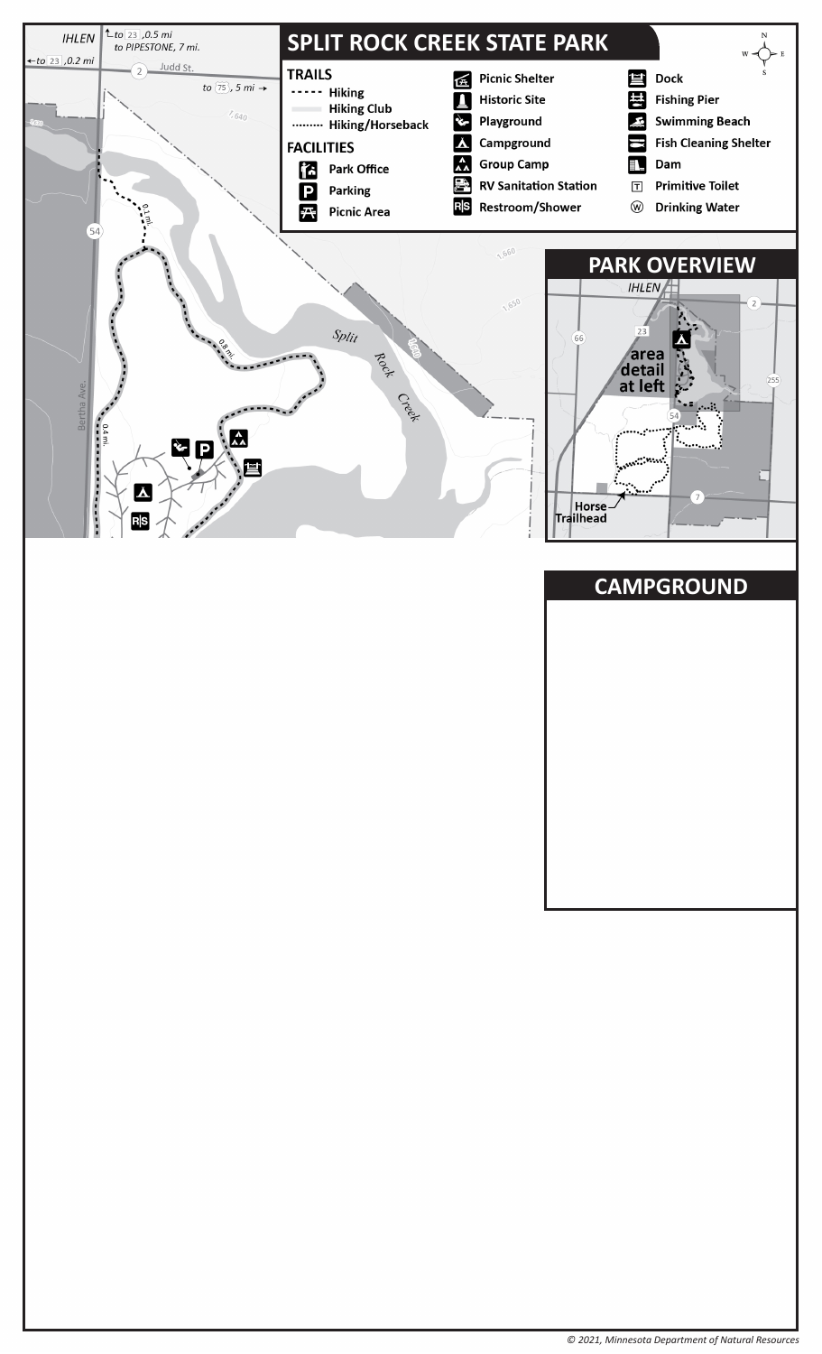# SPLIT ROCK CREEK STATE PARK

### TRAILS

- Hiking
- Hiking Club
- Hiking/Horseback

### FACILITIES

- Park Office
- Parking
- Picnic Area
- Picnic Shelter
- Historic Site
- Playground
- Campground
- Group Camp
- RV Sanitation Station
- Restroom/Shower
- Dock
- Fishing Pier
- Swimming Beach
- Fish Cleaning Shelter
- Dam
- Primitive Toilet
- Drinking Water

IHLEN

to 23, 0.5 mi
to PIPESTONE, 7 mi.

to 23, 0.2 mi

2 Judd St.

to 75, 5 mi →

1,640

1,660

1,650

54

0.1 mi.

0.8 mi.

0.4 mi.

Bertha Ave.

Split Rock Creek

## PARK OVERVIEW

IHLEN

2

23

66

area detail at left

255

54

7

Horse Trailhead

## CAMPGROUND

© 2021, Minnesota Department of Natural Resources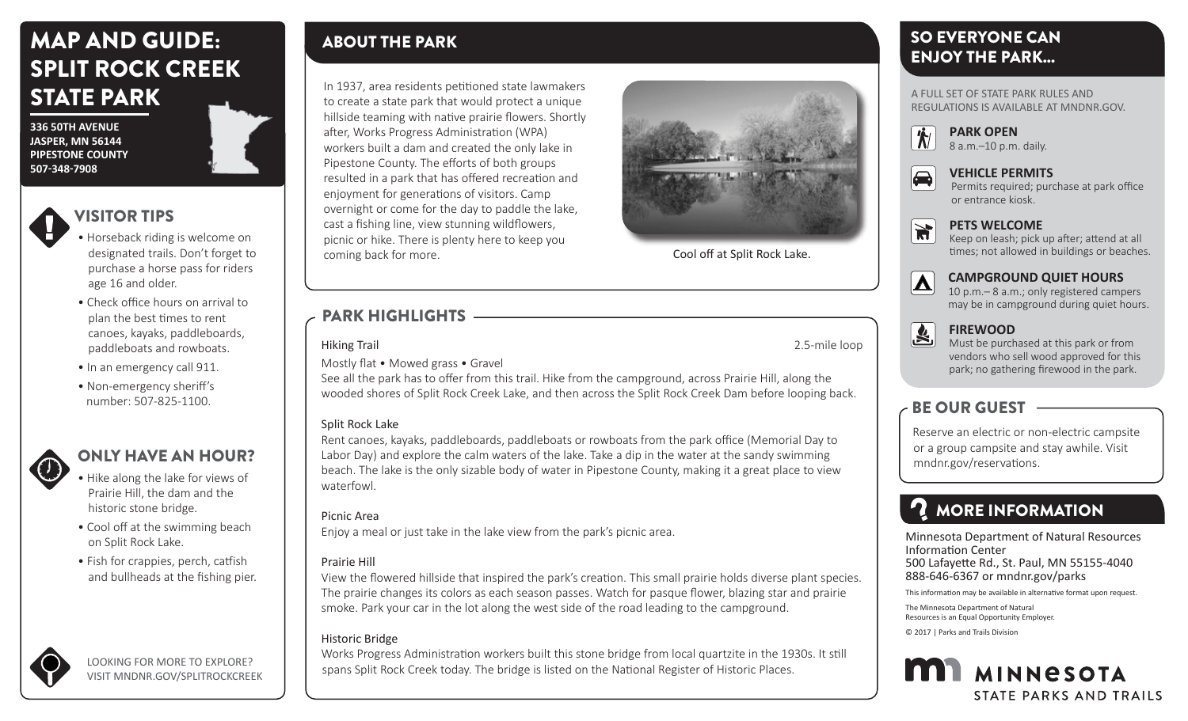# MAP AND GUIDE: SPLIT ROCK CREEK STATE PARK

**336 50TH AVENUE**
**JASPER, MN 56144**
**PIPESTONE COUNTY**
**507-348-7908**

## VISITOR TIPS

- Horseback riding is welcome on designated trails. Don't forget to purchase a horse pass for riders age 16 and older.
- Check office hours on arrival to plan the best times to rent canoes, kayaks, paddleboards, paddleboats and rowboats.
- In an emergency call 911.
- Non-emergency sheriff's number: 507-825-1100.

## ONLY HAVE AN HOUR?

- Hike along the lake for views of Prairie Hill, the dam and the historic stone bridge.
- Cool off at the swimming beach on Split Rock Lake.
- Fish for crappies, perch, catfish and bullheads at the fishing pier.

LOOKING FOR MORE TO EXPLORE? VISIT MNDNR.GOV/SPLITROCKCREEK

## ABOUT THE PARK

In 1937, area residents petitioned state lawmakers to create a state park that would protect a unique hillside teaming with native prairie flowers. Shortly after, Works Progress Administration (WPA) workers built a dam and created the only lake in Pipestone County. The efforts of both groups resulted in a park that has offered recreation and enjoyment for generations of visitors. Camp overnight or come for the day to paddle the lake, cast a fishing line, view stunning wildflowers, picnic or hike. There is plenty here to keep you coming back for more.

Cool off at Split Rock Lake.

## PARK HIGHLIGHTS

### Hiking Trail

2.5-mile loop

Mostly flat • Mowed grass • Gravel

See all the park has to offer from this trail. Hike from the campground, across Prairie Hill, along the wooded shores of Split Rock Creek Lake, and then across the Split Rock Creek Dam before looping back.

### Split Rock Lake

Rent canoes, kayaks, paddleboards, paddleboats or rowboats from the park office (Memorial Day to Labor Day) and explore the calm waters of the lake. Take a dip in the water at the sandy swimming beach. The lake is the only sizable body of water in Pipestone County, making it a great place to view waterfowl.

### Picnic Area

Enjoy a meal or just take in the lake view from the park's picnic area.

### Prairie Hill

View the flowered hillside that inspired the park's creation. This small prairie holds diverse plant species. The prairie changes its colors as each season passes. Watch for pasque flower, blazing star and prairie smoke. Park your car in the lot along the west side of the road leading to the campground.

### Historic Bridge

Works Progress Administration workers built this stone bridge from local quartzite in the 1930s. It still spans Split Rock Creek today. The bridge is listed on the National Register of Historic Places.

## SO EVERYONE CAN ENJOY THE PARK...

A FULL SET OF STATE PARK RULES AND REGULATIONS IS AVAILABLE AT MNDNR.GOV.

**PARK OPEN**
8 a.m.–10 p.m. daily.

**VEHICLE PERMITS**
Permits required; purchase at park office or entrance kiosk.

**PETS WELCOME**
Keep on leash; pick up after; attend at all times; not allowed in buildings or beaches.

**CAMPGROUND QUIET HOURS**
10 p.m.– 8 a.m.; only registered campers may be in campground during quiet hours.

**FIREWOOD**
Must be purchased at this park or from vendors who sell wood approved for this park; no gathering firewood in the park.

## BE OUR GUEST

Reserve an electric or non-electric campsite or a group campsite and stay awhile. Visit mndnr.gov/reservations.

## MORE INFORMATION

Minnesota Department of Natural Resources
Information Center
500 Lafayette Rd., St. Paul, MN 55155-4040
888-646-6367 or mndnr.gov/parks

This information may be available in alternative format upon request.

The Minnesota Department of Natural Resources is an Equal Opportunity Employer.

© 2017 | Parks and Trails Division

MINNESOTA STATE PARKS AND TRAILS